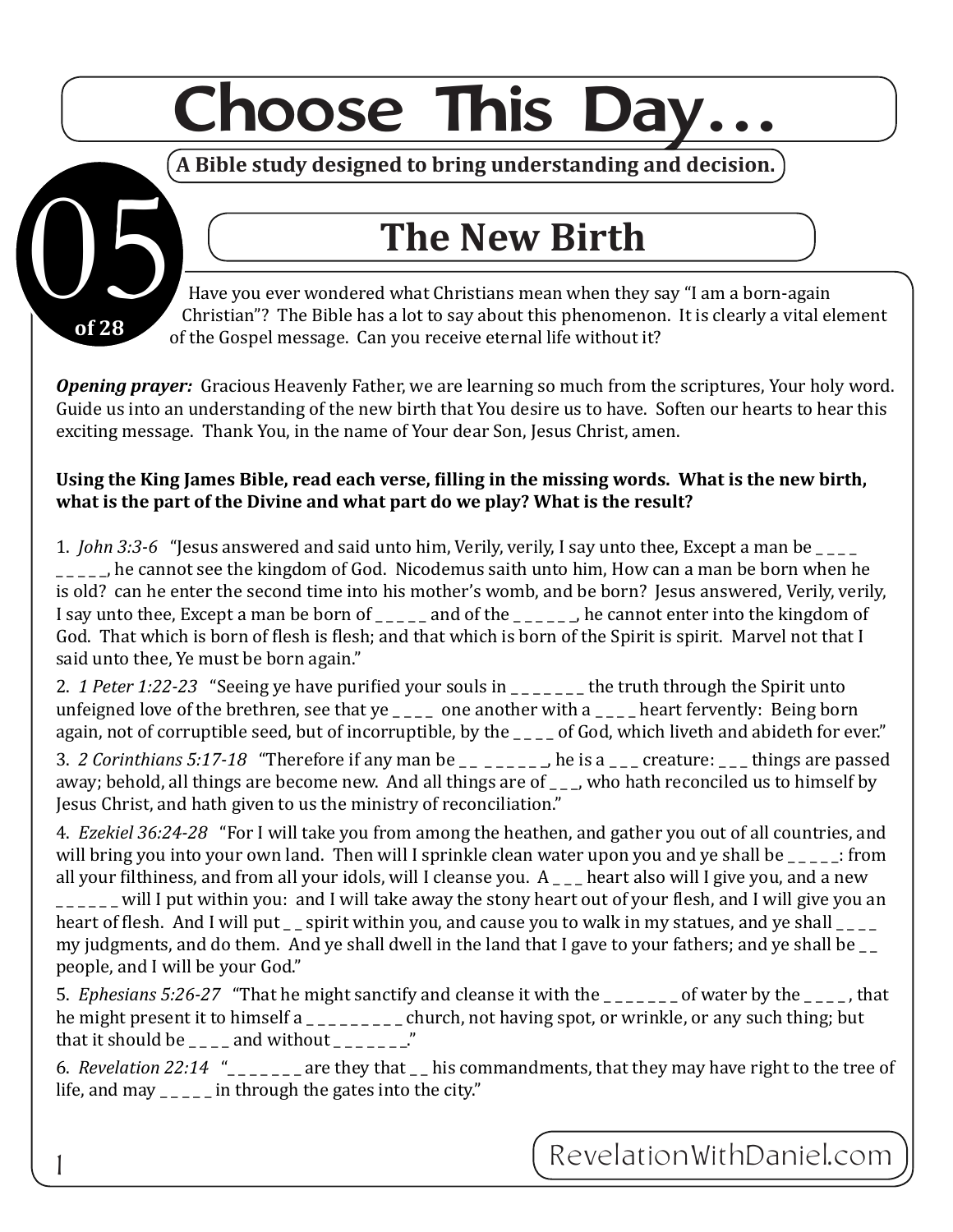# Choose This Day…

**A Bible study designed to bring understanding and decision.**

05 of 28

## The New Birth

Have you ever wondered what Christians mean when they say "I am a born-again Christian"? The Bible has a lot to say about this phenomenon. It is clearly a vital element of the Gospel message. Can you receive eternal life without it?

***Opening prayer:*** Gracious Heavenly Father, we are learning so much from the scriptures, Your holy word. Guide us into an understanding of the new birth that You desire us to have. Soften our hearts to hear this exciting message. Thank You, in the name of Your dear Son, Jesus Christ, amen.

**Using the King James Bible, read each verse, filling in the missing words. What is the new birth, what is the part of the Divine and what part do we play? What is the result?**

1. *John 3:3-6* "Jesus answered and said unto him, Verily, verily, I say unto thee, Except a man be _ _ _ _ _ _ _ _ _, he cannot see the kingdom of God. Nicodemus saith unto him, How can a man be born when he is old? can he enter the second time into his mother's womb, and be born? Jesus answered, Verily, verily, I say unto thee, Except a man be born of _ _ _ _ _ and of the _ _ _ _ _ _, he cannot enter into the kingdom of God. That which is born of flesh is flesh; and that which is born of the Spirit is spirit. Marvel not that I said unto thee, Ye must be born again."

2. *1 Peter 1:22-23* "Seeing ye have purified your souls in _ _ _ _ _ _ _ the truth through the Spirit unto unfeigned love of the brethren, see that ye _ _ _ _ one another with a _ _ _ _ heart fervently: Being born again, not of corruptible seed, but of incorruptible, by the _ _ _ _ of God, which liveth and abideth for ever."

3. *2 Corinthians 5:17-18* "Therefore if any man be _ _ _ _ _ _ _ _, he is a _ _ _ creature: _ _ _ things are passed away; behold, all things are become new. And all things are of _ _ _, who hath reconciled us to himself by Jesus Christ, and hath given to us the ministry of reconciliation."

4. *Ezekiel 36:24-28* "For I will take you from among the heathen, and gather you out of all countries, and will bring you into your own land. Then will I sprinkle clean water upon you and ye shall be _ _ _ _ _: from all your filthiness, and from all your idols, will I cleanse you. A _ _ _ heart also will I give you, and a new _ _ _ _ _ _ will I put within you: and I will take away the stony heart out of your flesh, and I will give you an heart of flesh. And I will put _ _ spirit within you, and cause you to walk in my statues, and ye shall _ _ _ _ my judgments, and do them. And ye shall dwell in the land that I gave to your fathers; and ye shall be _ _ people, and I will be your God."

5. *Ephesians 5:26-27* "That he might sanctify and cleanse it with the _ _ _ _ _ _ _ of water by the _ _ _ _, that he might present it to himself a _ _ _ _ _ _ _ _ _ church, not having spot, or wrinkle, or any such thing; but that it should be _ _ _ _ and without _ _ _ _ _ _ _."

6. *Revelation 22:14* "_ _ _ _ _ _ _ are they that _ _ his commandments, that they may have right to the tree of life, and may _ _ _ _ _ in through the gates into the city."

RevelationWithDaniel.com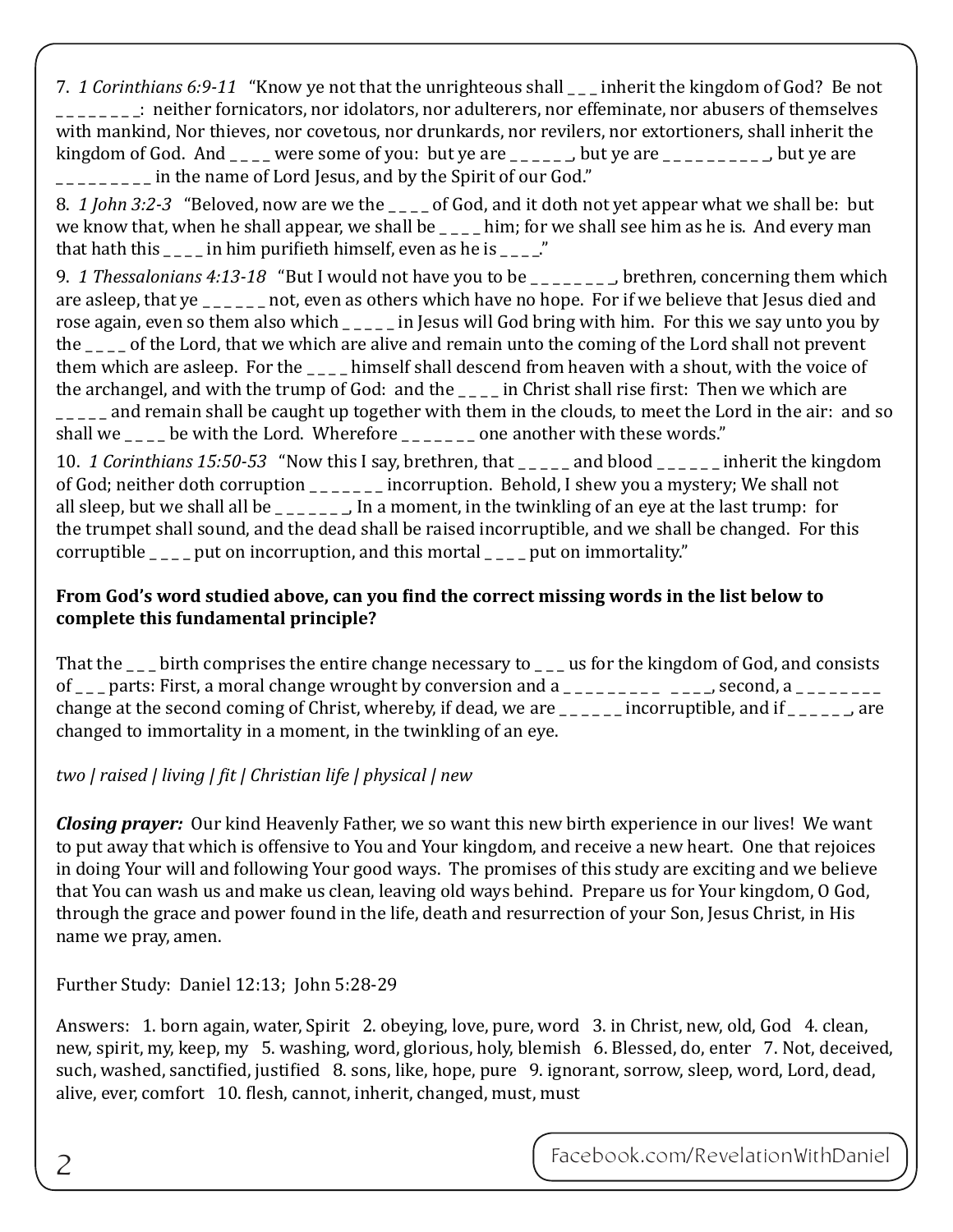7. *1 Corinthians 6:9-11* "Know ye not that the unrighteous shall _ _ _ inherit the kingdom of God? Be not _ _ _ _ _ _ _ _: neither fornicators, nor idolators, nor adulterers, nor effeminate, nor abusers of themselves with mankind, Nor thieves, nor covetous, nor drunkards, nor revilers, nor extortioners, shall inherit the kingdom of God. And _ _ _ _ were some of you: but ye are _ _ _ _ _ _, but ye are _ _ _ _ _ _ _ _ _ _ _, but ye are _ _ _ _ _ _ _ _ _ in the name of Lord Jesus, and by the Spirit of our God."

8. *1 John 3:2-3* "Beloved, now are we the _ _ _ _ of God, and it doth not yet appear what we shall be: but we know that, when he shall appear, we shall be _ _ _ _ him; for we shall see him as he is. And every man that hath this _ _ _ _ in him purifieth himself, even as he is _ _ _ _."

9. *1 Thessalonians 4:13-18* "But I would not have you to be _ _ _ _ _ _ _ _, brethren, concerning them which are asleep, that ye _ _ _ _ _ _ not, even as others which have no hope. For if we believe that Jesus died and rose again, even so them also which _ _ _ _ _ in Jesus will God bring with him. For this we say unto you by the _ _ _ _ of the Lord, that we which are alive and remain unto the coming of the Lord shall not prevent them which are asleep. For the _ _ _ _ himself shall descend from heaven with a shout, with the voice of the archangel, and with the trump of God: and the _ _ _ _ in Christ shall rise first: Then we which are _ _ _ _ _ and remain shall be caught up together with them in the clouds, to meet the Lord in the air: and so shall we _ _ _ _ be with the Lord. Wherefore _ _ _ _ _ _ _ one another with these words."

10. *1 Corinthians 15:50-53* "Now this I say, brethren, that _ _ _ _ _ and blood _ _ _ _ _ _ inherit the kingdom of God; neither doth corruption _ _ _ _ _ _ _ incorruption. Behold, I shew you a mystery; We shall not all sleep, but we shall all be _ _ _ _ _ _ _, In a moment, in the twinkling of an eye at the last trump: for the trumpet shall sound, and the dead shall be raised incorruptible, and we shall be changed. For this corruptible _ _ _ _ put on incorruption, and this mortal _ _ _ _ put on immortality."

**From God's word studied above, can you find the correct missing words in the list below to complete this fundamental principle?**

That the _ _ _ birth comprises the entire change necessary to _ _ _ us for the kingdom of God, and consists of _ _ _ parts: First, a moral change wrought by conversion and a _ _ _ _ _ _ _ _ _ _ _ _ _ _, second, a _ _ _ _ _ _ _ _ change at the second coming of Christ, whereby, if dead, we are _ _ _ _ _ _ incorruptible, and if _ _ _ _ _ _, are changed to immortality in a moment, in the twinkling of an eye.

*two | raised | living | fit | Christian life | physical | new*

***Closing prayer:*** Our kind Heavenly Father, we so want this new birth experience in our lives! We want to put away that which is offensive to You and Your kingdom, and receive a new heart. One that rejoices in doing Your will and following Your good ways. The promises of this study are exciting and we believe that You can wash us and make us clean, leaving old ways behind. Prepare us for Your kingdom, O God, through the grace and power found in the life, death and resurrection of your Son, Jesus Christ, in His name we pray, amen.

Further Study: Daniel 12:13; John 5:28-29

Answers: 1. born again, water, Spirit 2. obeying, love, pure, word 3. in Christ, new, old, God 4. clean, new, spirit, my, keep, my 5. washing, word, glorious, holy, blemish 6. Blessed, do, enter 7. Not, deceived, such, washed, sanctified, justified 8. sons, like, hope, pure 9. ignorant, sorrow, sleep, word, Lord, dead, alive, ever, comfort 10. flesh, cannot, inherit, changed, must, must

Facebook.com/RevelationWithDaniel